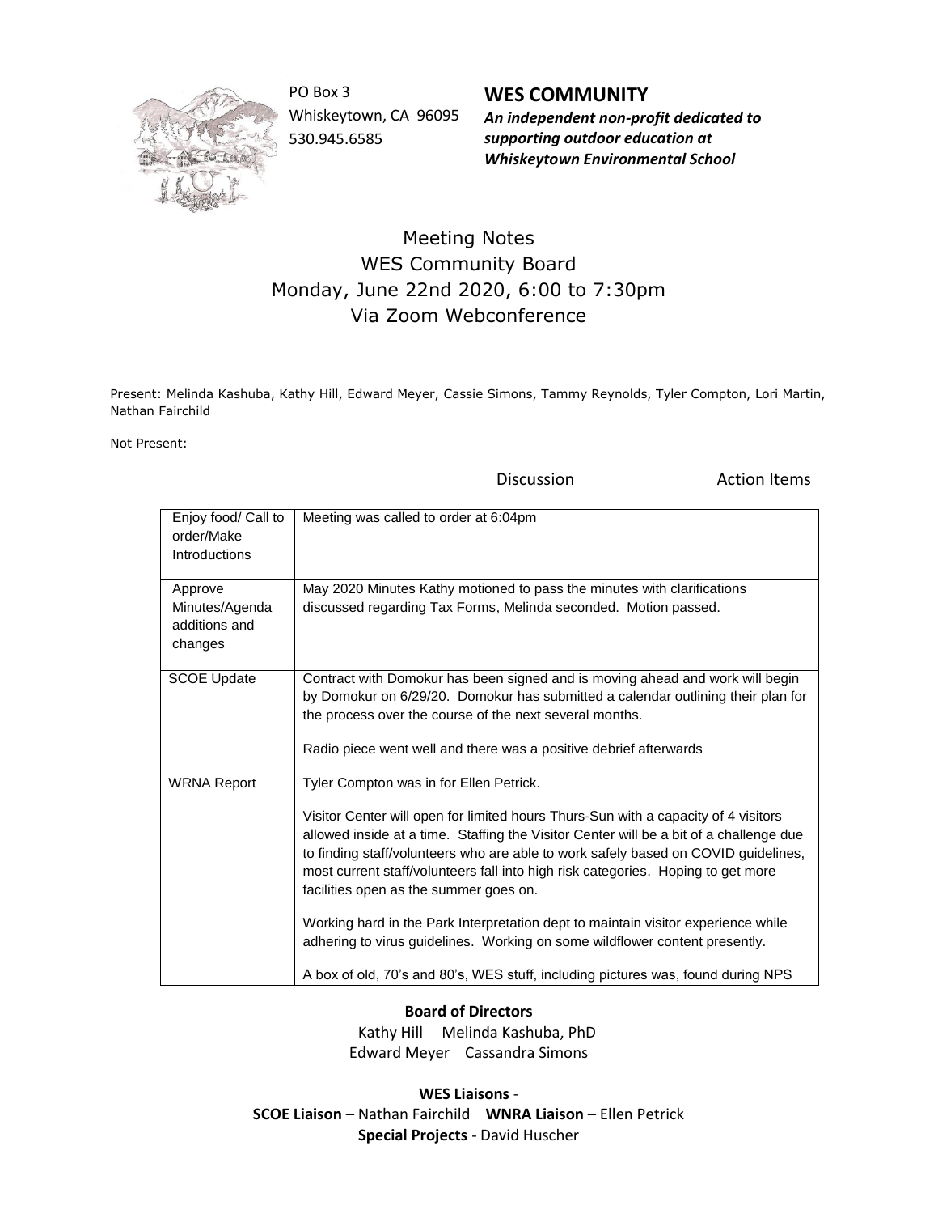PO Box 3
Whiskeytown, CA 96095
530.945.6585

**WES COMMUNITY**
***An independent non-profit dedicated to supporting outdoor education at Whiskeytown Environmental School***

# Meeting Notes
## WES Community Board
## Monday, June 22nd 2020, 6:00 to 7:30pm
## Via Zoom Webconference

Present: Melinda Kashuba, Kathy Hill, Edward Meyer, Cassie Simons, Tammy Reynolds, Tyler Compton, Lori Martin, Nathan Fairchild

Not Present:

| | Discussion Action Items |
|---|---|
| Enjoy food/ Call to order/Make Introductions | Meeting was called to order at 6:04pm |
| Approve Minutes/Agenda additions and changes | May 2020 Minutes Kathy motioned to pass the minutes with clarifications discussed regarding Tax Forms, Melinda seconded. Motion passed. |
| SCOE Update | Contract with Domokur has been signed and is moving ahead and work will begin by Domokur on 6/29/20. Domokur has submitted a calendar outlining their plan for the process over the course of the next several months.<br><br>Radio piece went well and there was a positive debrief afterwards |
| WRNA Report | Tyler Compton was in for Ellen Petrick.<br><br>Visitor Center will open for limited hours Thurs-Sun with a capacity of 4 visitors allowed inside at a time. Staffing the Visitor Center will be a bit of a challenge due to finding staff/volunteers who are able to work safely based on COVID guidelines, most current staff/volunteers fall into high risk categories. Hoping to get more facilities open as the summer goes on.<br><br>Working hard in the Park Interpretation dept to maintain visitor experience while adhering to virus guidelines. Working on some wildflower content presently.<br><br>A box of old, 70's and 80's, WES stuff, including pictures was, found during NPS |

**Board of Directors**
Kathy Hill Melinda Kashuba, PhD
Edward Meyer Cassandra Simons

**WES Liaisons** -
**SCOE Liaison** – Nathan Fairchild **WNRA Liaison** – Ellen Petrick
**Special Projects** - David Huscher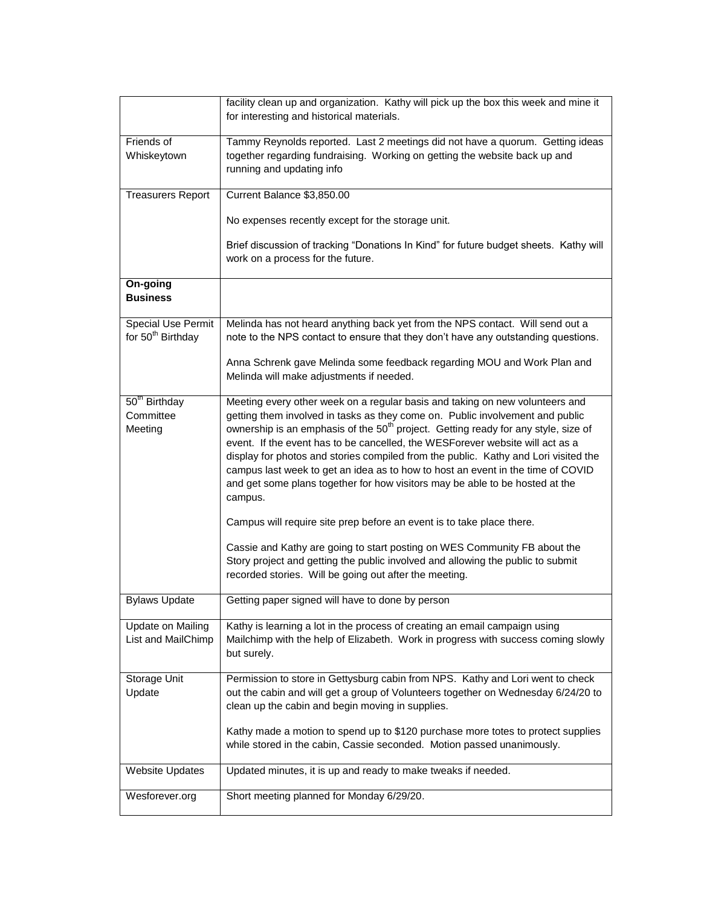|  |  |
| --- | --- |
|  | facility clean up and organization. Kathy will pick up the box this week and mine it for interesting and historical materials. |
| Friends of Whiskeytown | Tammy Reynolds reported. Last 2 meetings did not have a quorum. Getting ideas together regarding fundraising. Working on getting the website back up and running and updating info |
| Treasurers Report | Current Balance $3,850.00<br><br>No expenses recently except for the storage unit.<br><br>Brief discussion of tracking "Donations In Kind" for future budget sheets. Kathy will work on a process for the future. |
| **On-going Business** |  |
| Special Use Permit for 50th Birthday | Melinda has not heard anything back yet from the NPS contact. Will send out a note to the NPS contact to ensure that they don't have any outstanding questions.<br><br>Anna Schrenk gave Melinda some feedback regarding MOU and Work Plan and Melinda will make adjustments if needed. |
| 50th Birthday Committee Meeting | Meeting every other week on a regular basis and taking on new volunteers and getting them involved in tasks as they come on. Public involvement and public ownership is an emphasis of the 50th project. Getting ready for any style, size of event. If the event has to be cancelled, the WESForever website will act as a display for photos and stories compiled from the public. Kathy and Lori visited the campus last week to get an idea as to how to host an event in the time of COVID and get some plans together for how visitors may be able to be hosted at the campus.<br><br>Campus will require site prep before an event is to take place there.<br><br>Cassie and Kathy are going to start posting on WES Community FB about the Story project and getting the public involved and allowing the public to submit recorded stories. Will be going out after the meeting. |
| Bylaws Update | Getting paper signed will have to done by person |
| Update on Mailing List and MailChimp | Kathy is learning a lot in the process of creating an email campaign using Mailchimp with the help of Elizabeth. Work in progress with success coming slowly but surely. |
| Storage Unit Update | Permission to store in Gettysburg cabin from NPS. Kathy and Lori went to check out the cabin and will get a group of Volunteers together on Wednesday 6/24/20 to clean up the cabin and begin moving in supplies.<br><br>Kathy made a motion to spend up to $120 purchase more totes to protect supplies while stored in the cabin, Cassie seconded. Motion passed unanimously. |
| Website Updates | Updated minutes, it is up and ready to make tweaks if needed. |
| Wesforever.org | Short meeting planned for Monday 6/29/20. |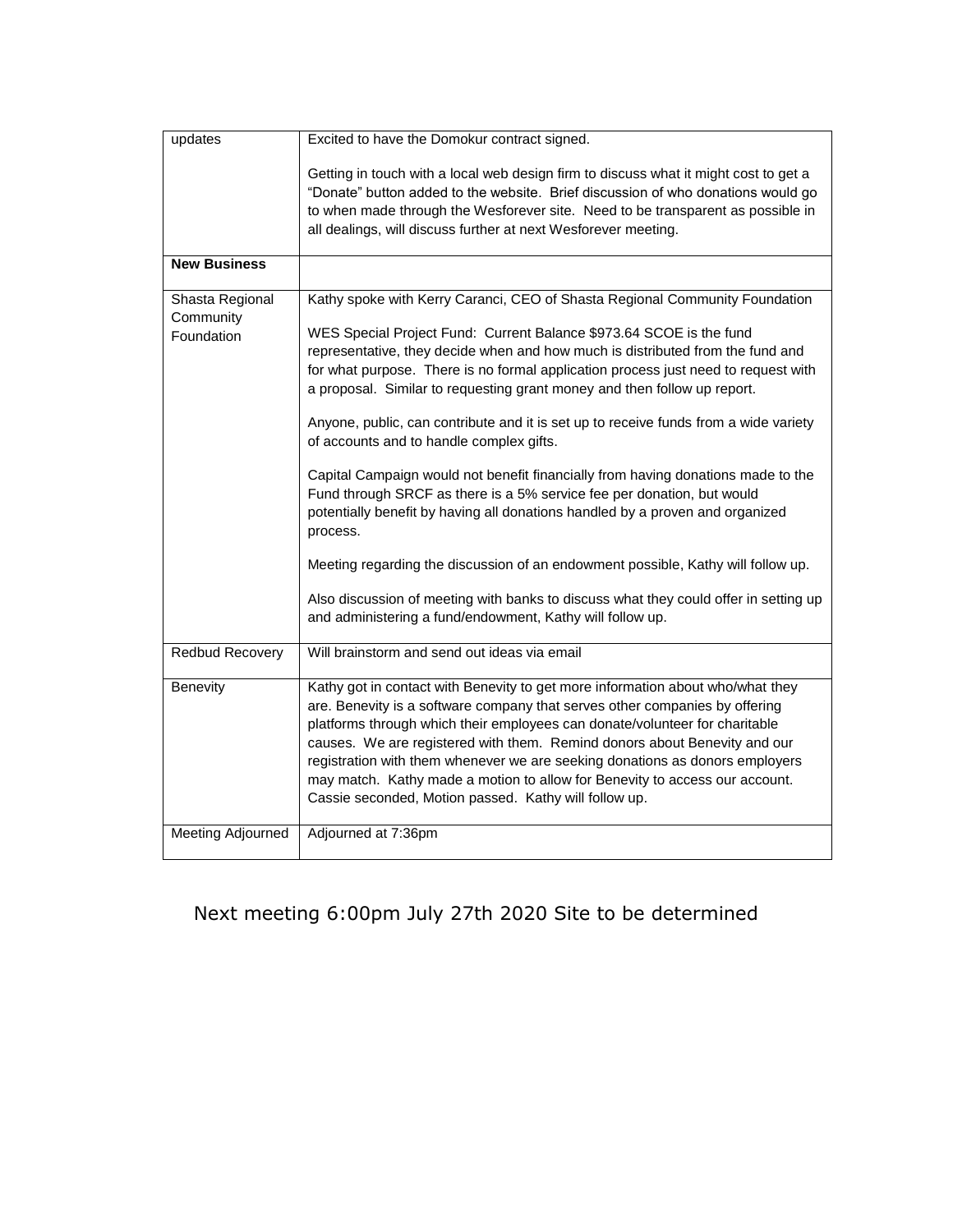| | |
|---|---|
| updates | Excited to have the Domokur contract signed.<br><br>Getting in touch with a local web design firm to discuss what it might cost to get a "Donate" button added to the website. Brief discussion of who donations would go to when made through the Wesforever site. Need to be transparent as possible in all dealings, will discuss further at next Wesforever meeting. |
| **New Business** | |
| Shasta Regional Community Foundation | Kathy spoke with Kerry Caranci, CEO of Shasta Regional Community Foundation<br><br>WES Special Project Fund: Current Balance $973.64 SCOE is the fund representative, they decide when and how much is distributed from the fund and for what purpose. There is no formal application process just need to request with a proposal. Similar to requesting grant money and then follow up report.<br><br>Anyone, public, can contribute and it is set up to receive funds from a wide variety of accounts and to handle complex gifts.<br><br>Capital Campaign would not benefit financially from having donations made to the Fund through SRCF as there is a 5% service fee per donation, but would potentially benefit by having all donations handled by a proven and organized process.<br><br>Meeting regarding the discussion of an endowment possible, Kathy will follow up.<br><br>Also discussion of meeting with banks to discuss what they could offer in setting up and administering a fund/endowment, Kathy will follow up. |
| Redbud Recovery | Will brainstorm and send out ideas via email |
| Benevity | Kathy got in contact with Benevity to get more information about who/what they are. Benevity is a software company that serves other companies by offering platforms through which their employees can donate/volunteer for charitable causes. We are registered with them. Remind donors about Benevity and our registration with them whenever we are seeking donations as donors employers may match. Kathy made a motion to allow for Benevity to access our account. Cassie seconded, Motion passed. Kathy will follow up. |
| Meeting Adjourned | Adjourned at 7:36pm |

Next meeting 6:00pm July 27th 2020 Site to be determined